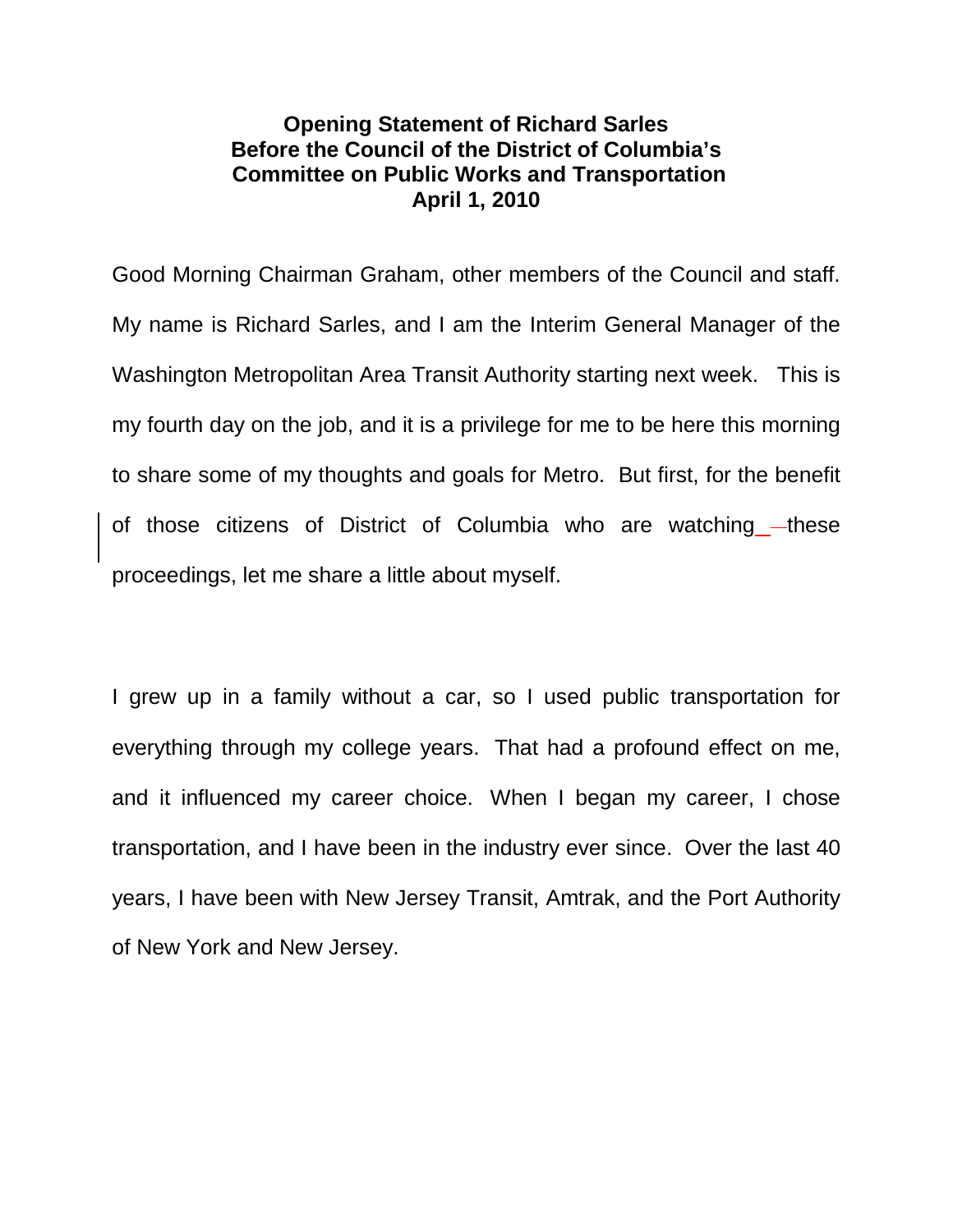**Opening Statement of Richard Sarles**
**Before the Council of the District of Columbia's**
**Committee on Public Works and Transportation**
**April 1, 2010**

Good Morning Chairman Graham, other members of the Council and staff. My name is Richard Sarles, and I am the Interim General Manager of the Washington Metropolitan Area Transit Authority starting next week. This is my fourth day on the job, and it is a privilege for me to be here this morning to share some of my thoughts and goals for Metro. But first, for the benefit of those citizens of District of Columbia who are watching these proceedings, let me share a little about myself.

I grew up in a family without a car, so I used public transportation for everything through my college years. That had a profound effect on me, and it influenced my career choice. When I began my career, I chose transportation, and I have been in the industry ever since. Over the last 40 years, I have been with New Jersey Transit, Amtrak, and the Port Authority of New York and New Jersey.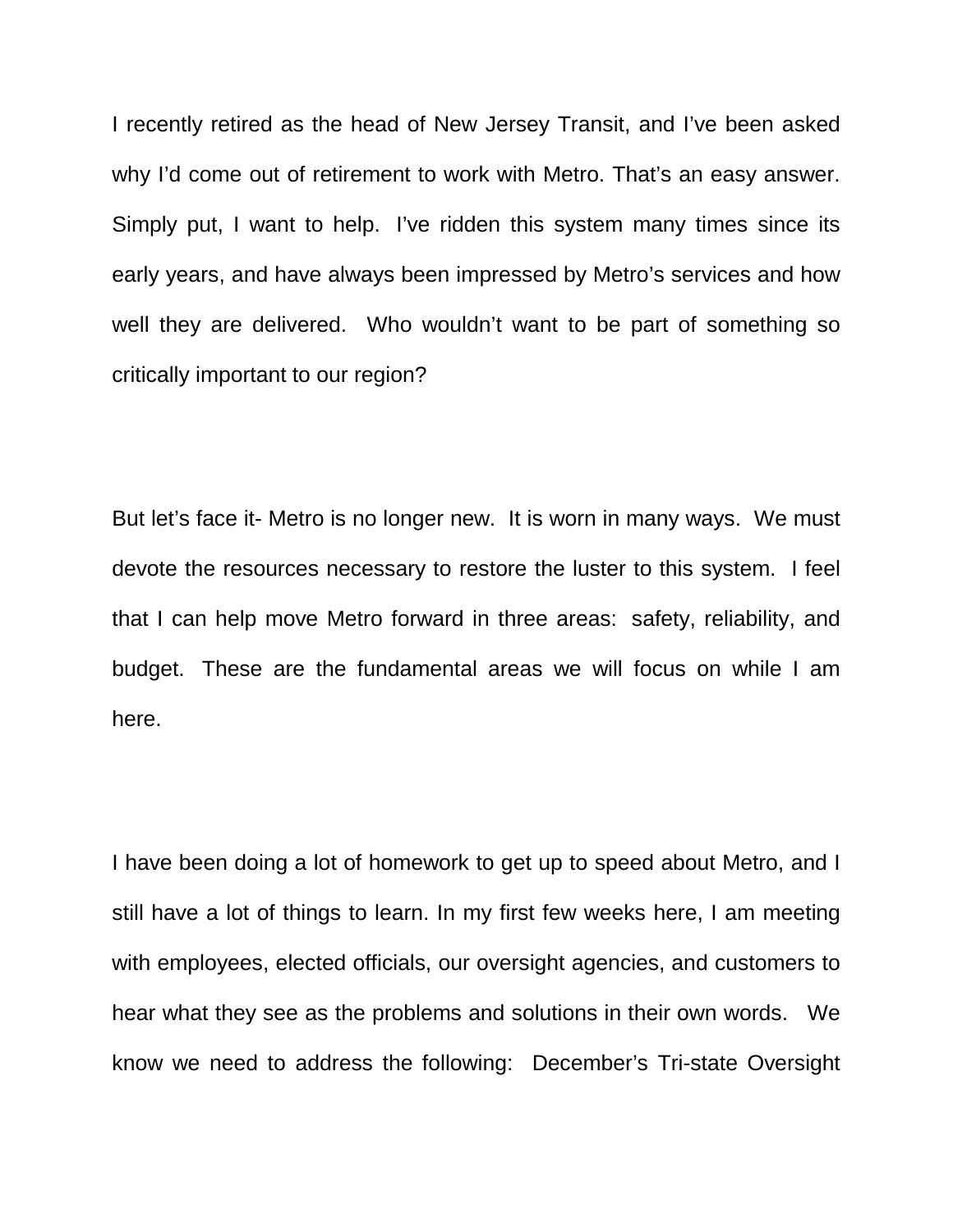I recently retired as the head of New Jersey Transit, and I've been asked why I'd come out of retirement to work with Metro. That's an easy answer. Simply put, I want to help. I've ridden this system many times since its early years, and have always been impressed by Metro's services and how well they are delivered. Who wouldn't want to be part of something so critically important to our region?

But let's face it- Metro is no longer new. It is worn in many ways. We must devote the resources necessary to restore the luster to this system. I feel that I can help move Metro forward in three areas: safety, reliability, and budget. These are the fundamental areas we will focus on while I am here.

I have been doing a lot of homework to get up to speed about Metro, and I still have a lot of things to learn. In my first few weeks here, I am meeting with employees, elected officials, our oversight agencies, and customers to hear what they see as the problems and solutions in their own words. We know we need to address the following: December's Tri-state Oversight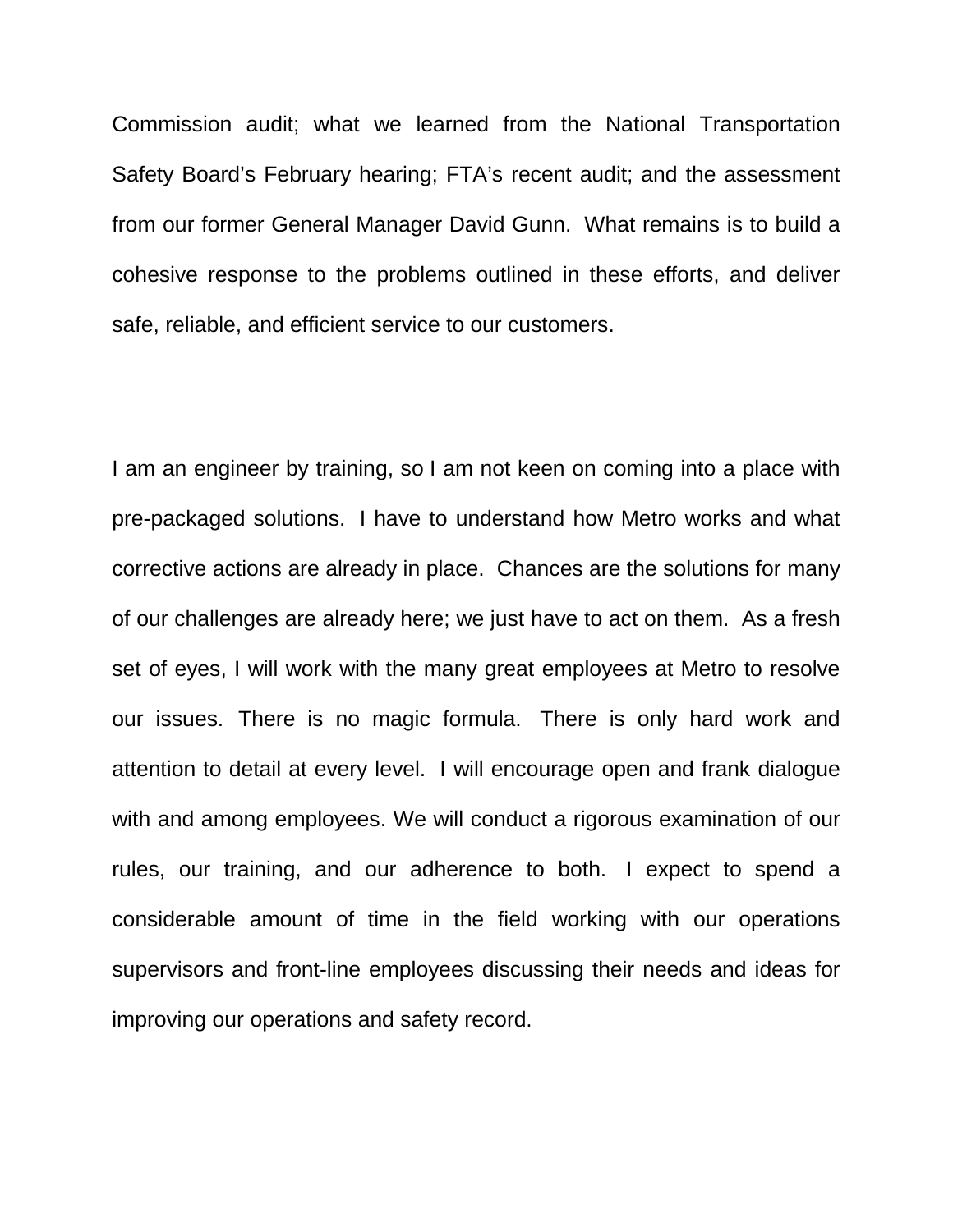Commission audit; what we learned from the National Transportation Safety Board's February hearing; FTA's recent audit; and the assessment from our former General Manager David Gunn. What remains is to build a cohesive response to the problems outlined in these efforts, and deliver safe, reliable, and efficient service to our customers.

I am an engineer by training, so I am not keen on coming into a place with pre-packaged solutions. I have to understand how Metro works and what corrective actions are already in place. Chances are the solutions for many of our challenges are already here; we just have to act on them. As a fresh set of eyes, I will work with the many great employees at Metro to resolve our issues. There is no magic formula. There is only hard work and attention to detail at every level. I will encourage open and frank dialogue with and among employees. We will conduct a rigorous examination of our rules, our training, and our adherence to both. I expect to spend a considerable amount of time in the field working with our operations supervisors and front-line employees discussing their needs and ideas for improving our operations and safety record.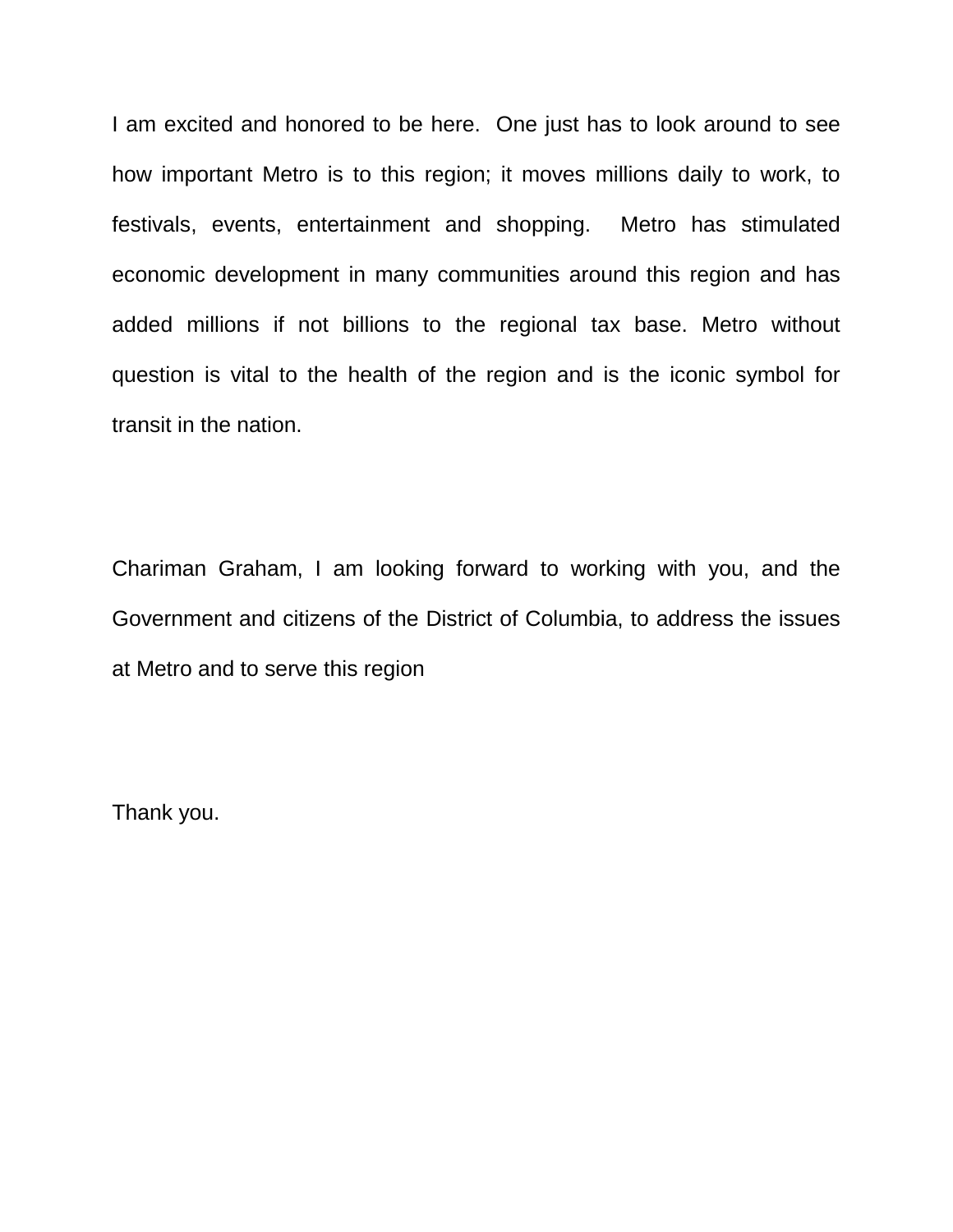I am excited and honored to be here. One just has to look around to see how important Metro is to this region; it moves millions daily to work, to festivals, events, entertainment and shopping. Metro has stimulated economic development in many communities around this region and has added millions if not billions to the regional tax base. Metro without question is vital to the health of the region and is the iconic symbol for transit in the nation.

Chariman Graham, I am looking forward to working with you, and the Government and citizens of the District of Columbia, to address the issues at Metro and to serve this region

Thank you.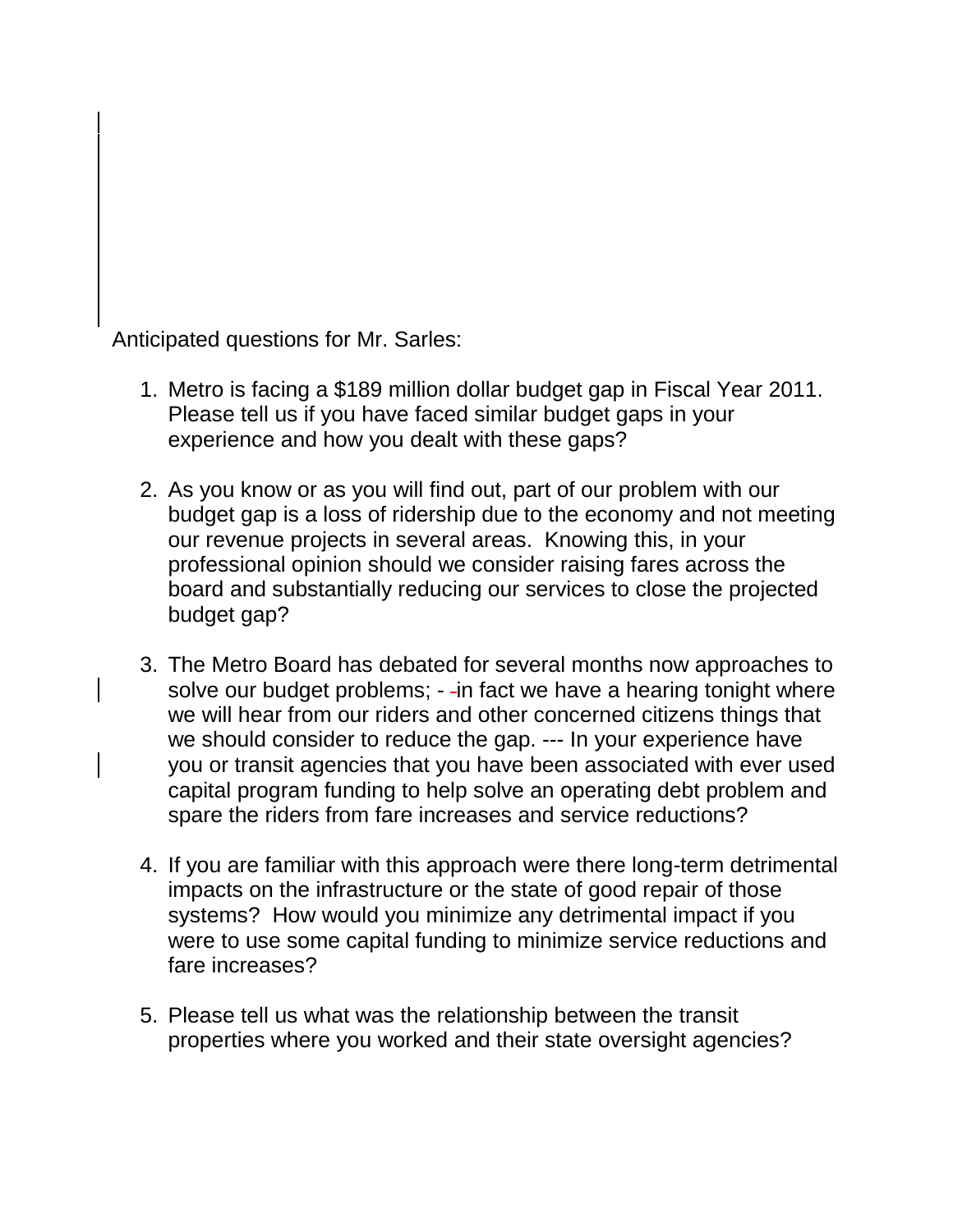Anticipated questions for Mr. Sarles:

1. Metro is facing a $189 million dollar budget gap in Fiscal Year 2011. Please tell us if you have faced similar budget gaps in your experience and how you dealt with these gaps?

2. As you know or as you will find out, part of our problem with our budget gap is a loss of ridership due to the economy and not meeting our revenue projects in several areas. Knowing this, in your professional opinion should we consider raising fares across the board and substantially reducing our services to close the projected budget gap?

3. The Metro Board has debated for several months now approaches to solve our budget problems; - -in fact we have a hearing tonight where we will hear from our riders and other concerned citizens things that we should consider to reduce the gap. --- In your experience have you or transit agencies that you have been associated with ever used capital program funding to help solve an operating debt problem and spare the riders from fare increases and service reductions?

4. If you are familiar with this approach were there long-term detrimental impacts on the infrastructure or the state of good repair of those systems? How would you minimize any detrimental impact if you were to use some capital funding to minimize service reductions and fare increases?

5. Please tell us what was the relationship between the transit properties where you worked and their state oversight agencies?